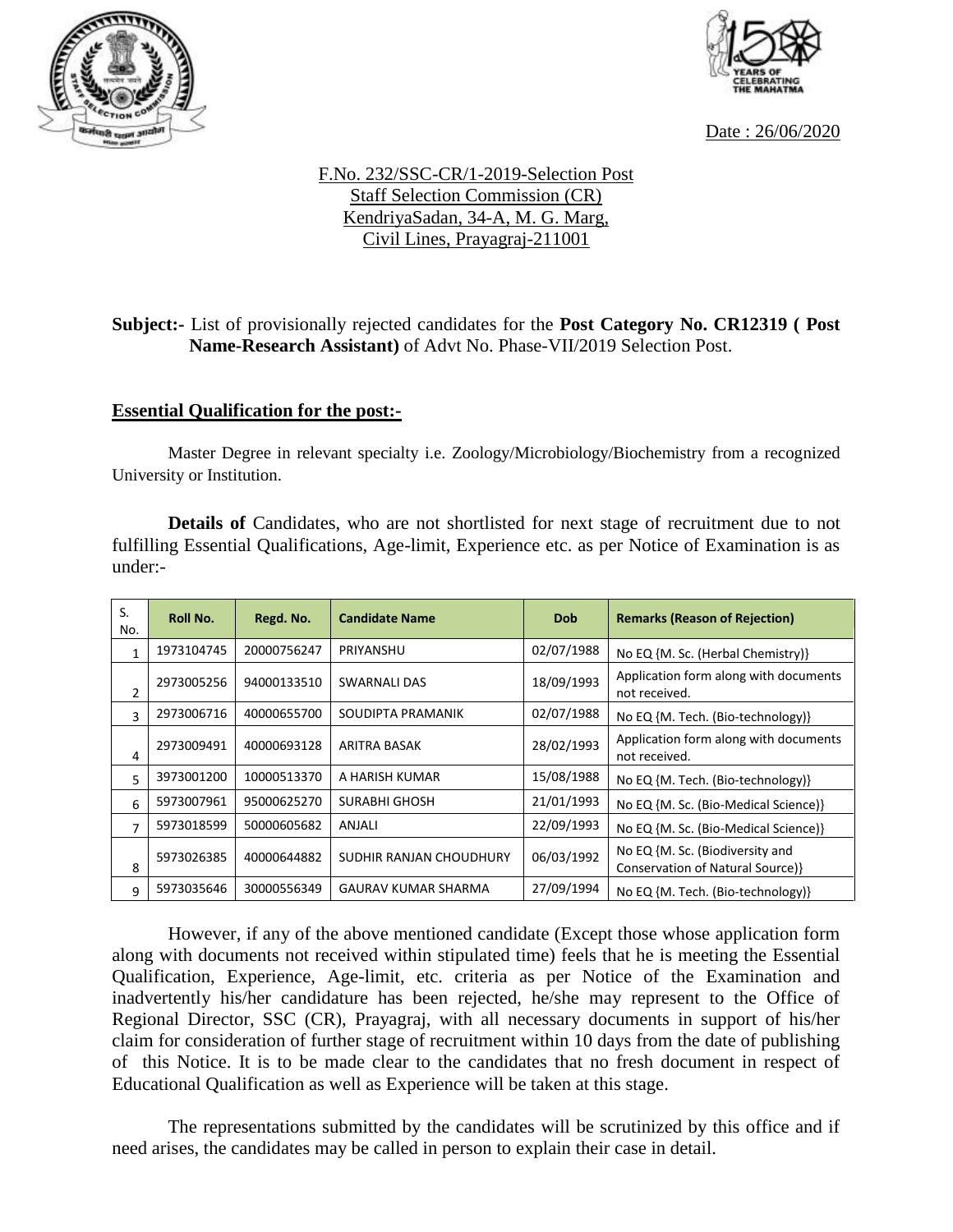Date : 26/06/2020

F.No. 232/SSC-CR/1-2019-Selection Post
Staff Selection Commission (CR)
KendriyaSadan, 34-A, M. G. Marg,
Civil Lines, Prayagraj-211001

**Subject:-** List of provisionally rejected candidates for the **Post Category No. CR12319 ( Post Name-Research Assistant)** of Advt No. Phase-VII/2019 Selection Post.

## Essential Qualification for the post:-

Master Degree in relevant specialty i.e. Zoology/Microbiology/Biochemistry from a recognized University or Institution.

**Details of** Candidates, who are not shortlisted for next stage of recruitment due to not fulfilling Essential Qualifications, Age-limit, Experience etc. as per Notice of Examination is as under:-

| S. No. | Roll No. | Regd. No. | Candidate Name | Dob | Remarks (Reason of Rejection) |
|---|---|---|---|---|---|
| 1 | 1973104745 | 20000756247 | PRIYANSHU | 02/07/1988 | No EQ {M. Sc. (Herbal Chemistry)} |
| 2 | 2973005256 | 94000133510 | SWARNALI DAS | 18/09/1993 | Application form along with documents not received. |
| 3 | 2973006716 | 40000655700 | SOUDIPTA PRAMANIK | 02/07/1988 | No EQ {M. Tech. (Bio-technology)} |
| 4 | 2973009491 | 40000693128 | ARITRA BASAK | 28/02/1993 | Application form along with documents not received. |
| 5 | 3973001200 | 10000513370 | A HARISH KUMAR | 15/08/1988 | No EQ {M. Tech. (Bio-technology)} |
| 6 | 5973007961 | 95000625270 | SURABHI GHOSH | 21/01/1993 | No EQ {M. Sc. (Bio-Medical Science)} |
| 7 | 5973018599 | 50000605682 | ANJALI | 22/09/1993 | No EQ {M. Sc. (Bio-Medical Science)} |
| 8 | 5973026385 | 40000644882 | SUDHIR RANJAN CHOUDHURY | 06/03/1992 | No EQ {M. Sc. (Biodiversity and Conservation of Natural Source)} |
| 9 | 5973035646 | 30000556349 | GAURAV KUMAR SHARMA | 27/09/1994 | No EQ {M. Tech. (Bio-technology)} |

However, if any of the above mentioned candidate (Except those whose application form along with documents not received within stipulated time) feels that he is meeting the Essential Qualification, Experience, Age-limit, etc. criteria as per Notice of the Examination and inadvertently his/her candidature has been rejected, he/she may represent to the Office of Regional Director, SSC (CR), Prayagraj, with all necessary documents in support of his/her claim for consideration of further stage of recruitment within 10 days from the date of publishing of this Notice. It is to be made clear to the candidates that no fresh document in respect of Educational Qualification as well as Experience will be taken at this stage.

The representations submitted by the candidates will be scrutinized by this office and if need arises, the candidates may be called in person to explain their case in detail.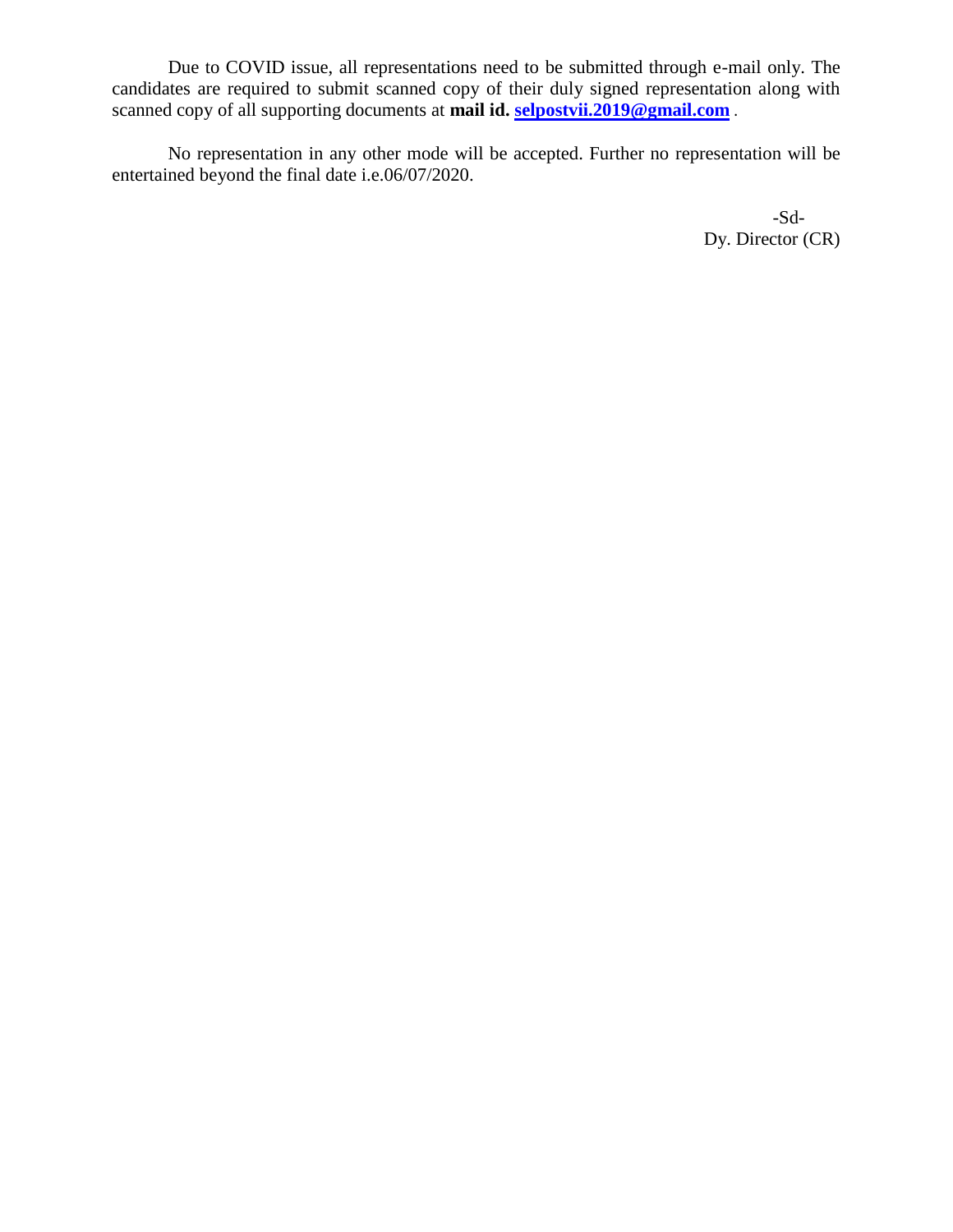Due to COVID issue, all representations need to be submitted through e-mail only. The candidates are required to submit scanned copy of their duly signed representation along with scanned copy of all supporting documents at **mail id. selpostvii.2019@gmail.com** .

No representation in any other mode will be accepted. Further no representation will be entertained beyond the final date i.e.06/07/2020.

-Sd-
Dy. Director (CR)